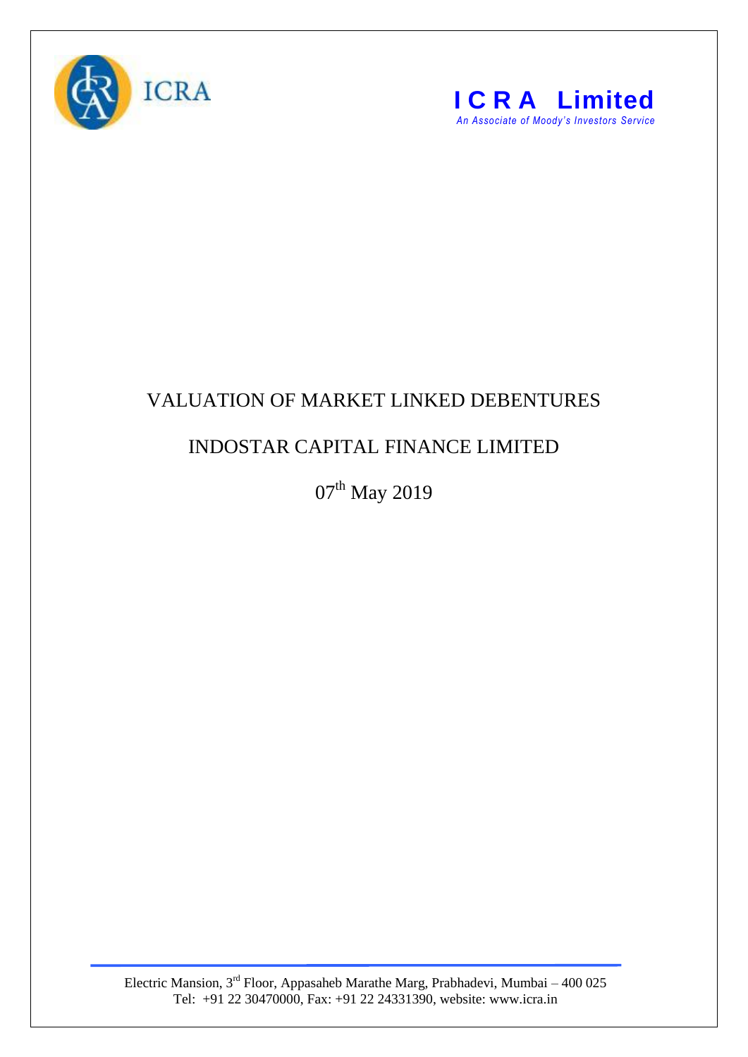**ICRA**

**I C R A Limited**

*An Associate of Moody's Investors Service*

# VALUATION OF MARKET LINKED DEBENTURES

## INDOSTAR CAPITAL FINANCE LIMITED

07th May 2019

Electric Mansion, 3rd Floor, Appasaheb Marathe Marg, Prabhadevi, Mumbai – 400 025
Tel: +91 22 30470000, Fax: +91 22 24331390, website: www.icra.in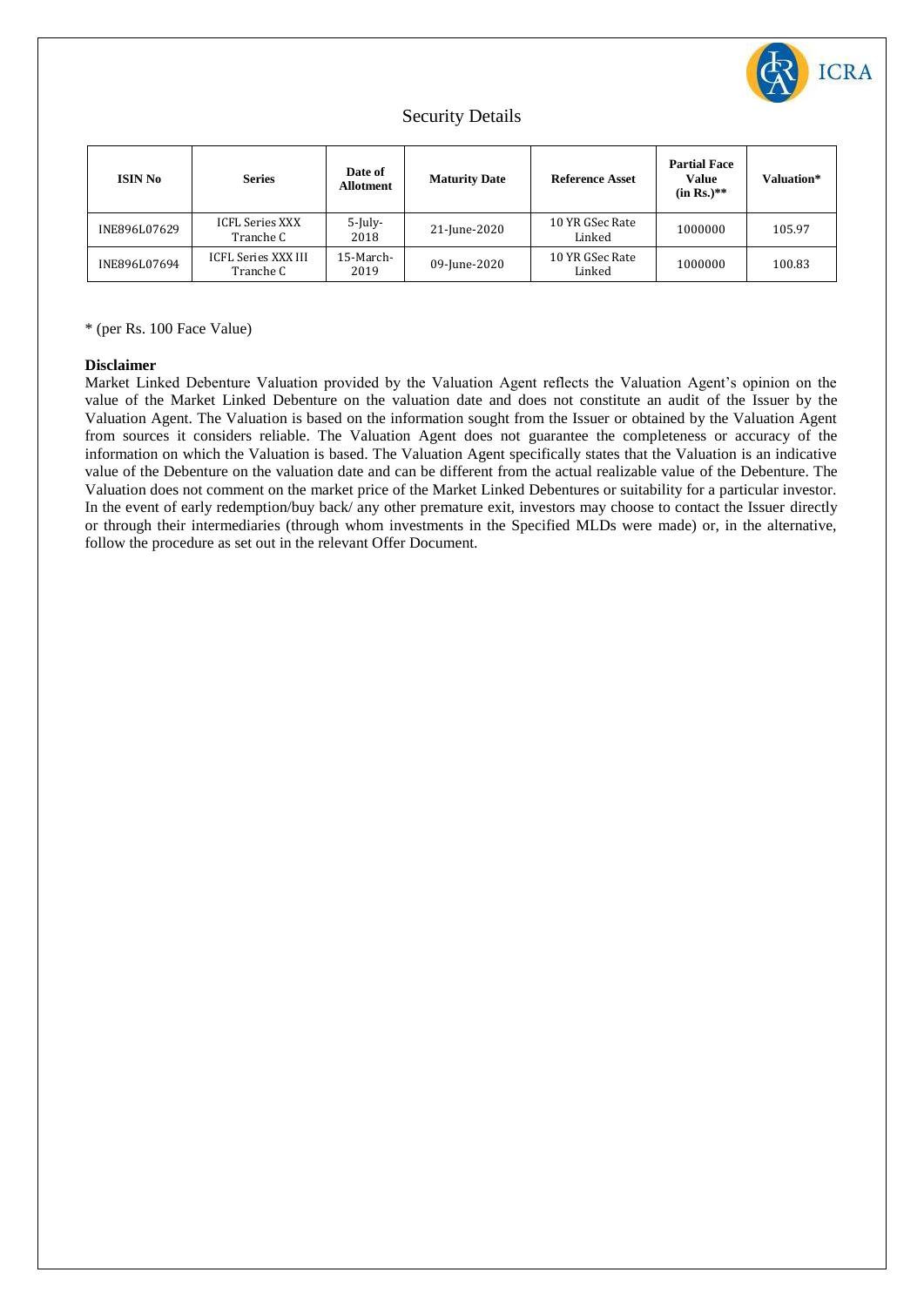## Security Details

| ISIN No | Series | Date of Allotment | Maturity Date | Reference Asset | Partial Face Value (in Rs.)** | Valuation* |
|---|---|---|---|---|---|---|
| INE896L07629 | ICFL Series XXX Tranche C | 5-July-2018 | 21-June-2020 | 10 YR GSec Rate Linked | 1000000 | 105.97 |
| INE896L07694 | ICFL Series XXX III Tranche C | 15-March-2019 | 09-June-2020 | 10 YR GSec Rate Linked | 1000000 | 100.83 |

* (per Rs. 100 Face Value)

**Disclaimer**

Market Linked Debenture Valuation provided by the Valuation Agent reflects the Valuation Agent's opinion on the value of the Market Linked Debenture on the valuation date and does not constitute an audit of the Issuer by the Valuation Agent. The Valuation is based on the information sought from the Issuer or obtained by the Valuation Agent from sources it considers reliable. The Valuation Agent does not guarantee the completeness or accuracy of the information on which the Valuation is based. The Valuation Agent specifically states that the Valuation is an indicative value of the Debenture on the valuation date and can be different from the actual realizable value of the Debenture. The Valuation does not comment on the market price of the Market Linked Debentures or suitability for a particular investor. In the event of early redemption/buy back/ any other premature exit, investors may choose to contact the Issuer directly or through their intermediaries (through whom investments in the Specified MLDs were made) or, in the alternative, follow the procedure as set out in the relevant Offer Document.